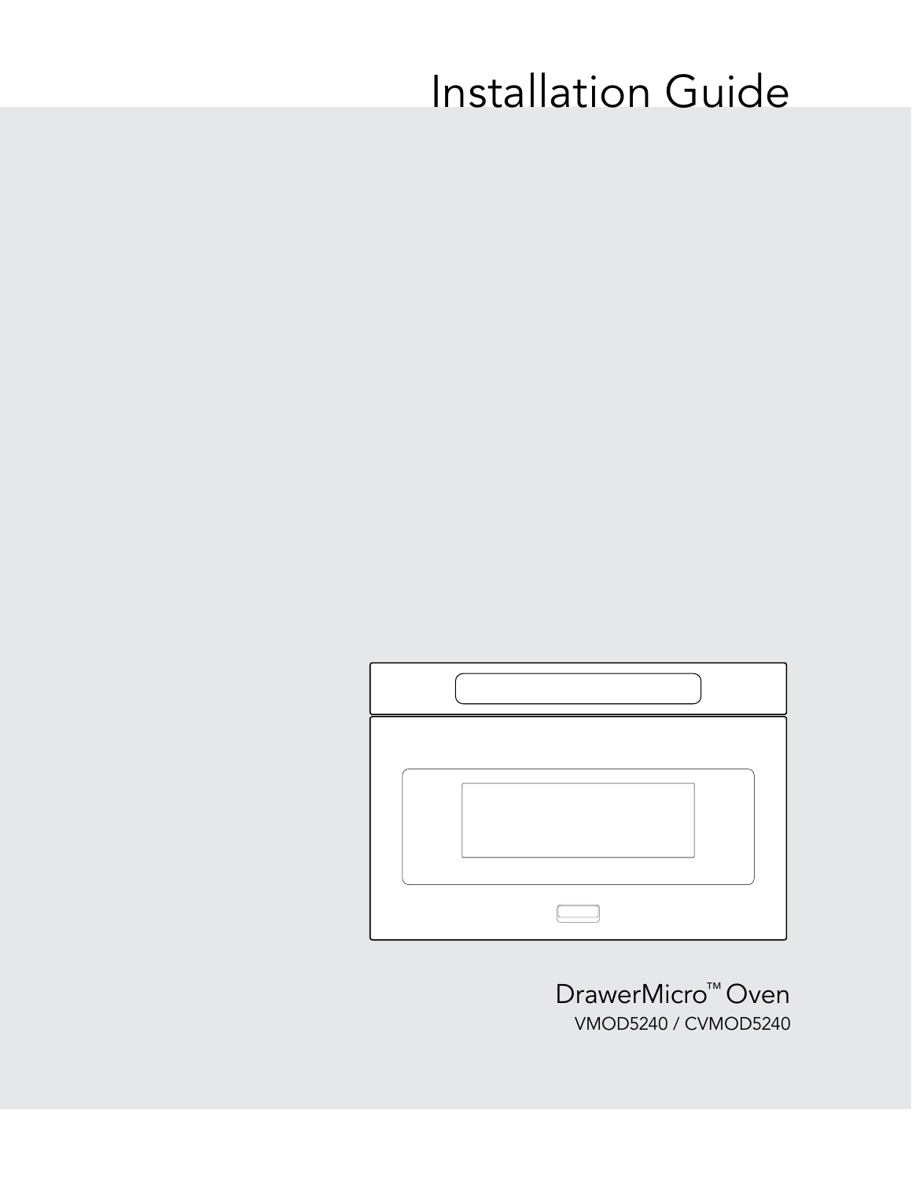# Installation Guide

DrawerMicro™ Oven

VMOD5240 / CVMOD5240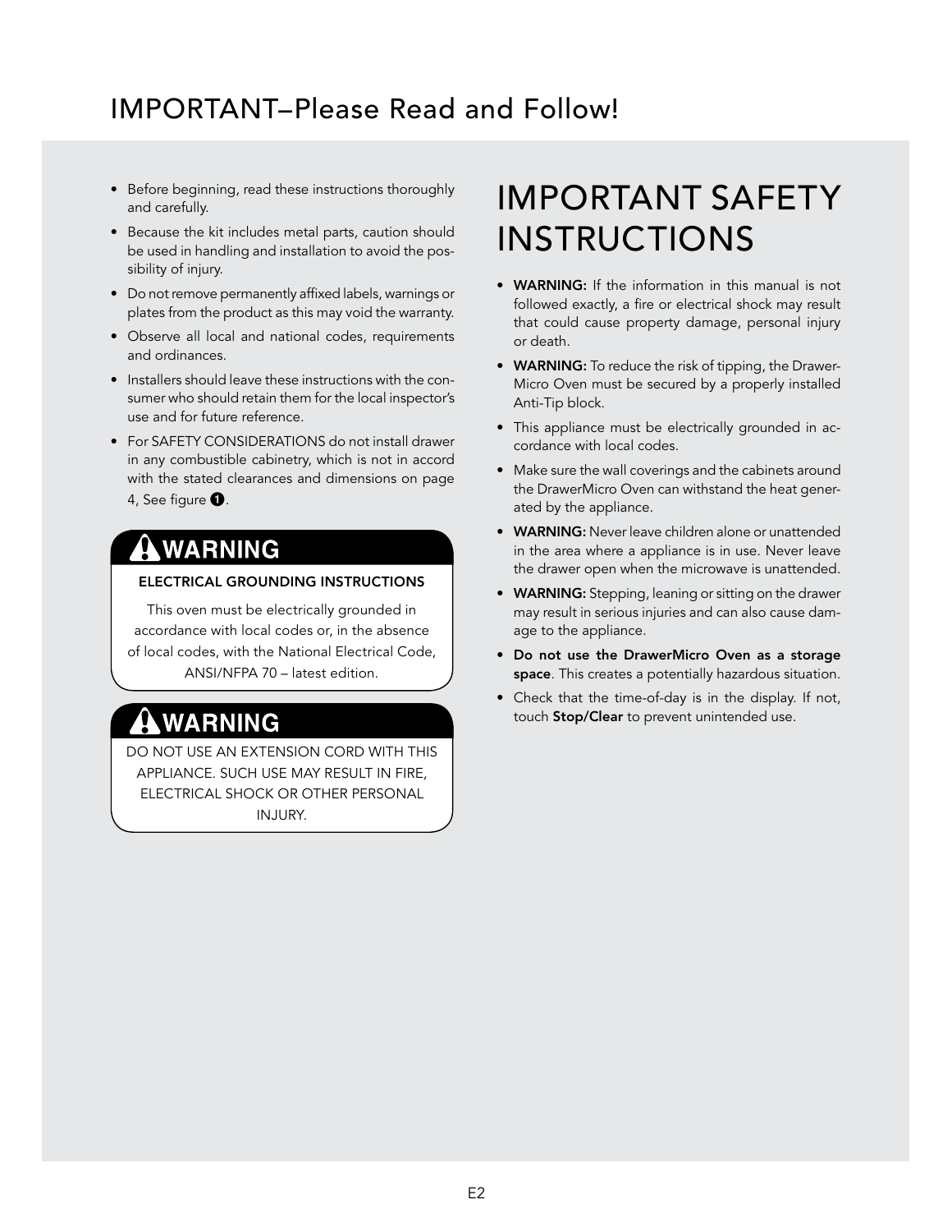# IMPORTANT–Please Read and Follow!

- Before beginning, read these instructions thoroughly and carefully.
- Because the kit includes metal parts, caution should be used in handling and installation to avoid the possibility of injury.
- Do not remove permanently affixed labels, warnings or plates from the product as this may void the warranty.
- Observe all local and national codes, requirements and ordinances.
- Installers should leave these instructions with the consumer who should retain them for the local inspector's use and for future reference.
- For SAFETY CONSIDERATIONS do not install drawer in any combustible cabinetry, which is not in accord with the stated clearances and dimensions on page 4, See figure ❶.

## ⚠WARNING

**ELECTRICAL GROUNDING INSTRUCTIONS**

This oven must be electrically grounded in accordance with local codes or, in the absence of local codes, with the National Electrical Code, ANSI/NFPA 70 – latest edition.

## ⚠WARNING

DO NOT USE AN EXTENSION CORD WITH THIS APPLIANCE. SUCH USE MAY RESULT IN FIRE, ELECTRICAL SHOCK OR OTHER PERSONAL INJURY.

# IMPORTANT SAFETY INSTRUCTIONS

- **WARNING:** If the information in this manual is not followed exactly, a fire or electrical shock may result that could cause property damage, personal injury or death.
- **WARNING:** To reduce the risk of tipping, the DrawerMicro Oven must be secured by a properly installed Anti-Tip block.
- This appliance must be electrically grounded in accordance with local codes.
- Make sure the wall coverings and the cabinets around the DrawerMicro Oven can withstand the heat generated by the appliance.
- **WARNING:** Never leave children alone or unattended in the area where a appliance is in use. Never leave the drawer open when the microwave is unattended.
- **WARNING:** Stepping, leaning or sitting on the drawer may result in serious injuries and can also cause damage to the appliance.
- **Do not use the DrawerMicro Oven as a storage space**. This creates a potentially hazardous situation.
- Check that the time-of-day is in the display. If not, touch **Stop/Clear** to prevent unintended use.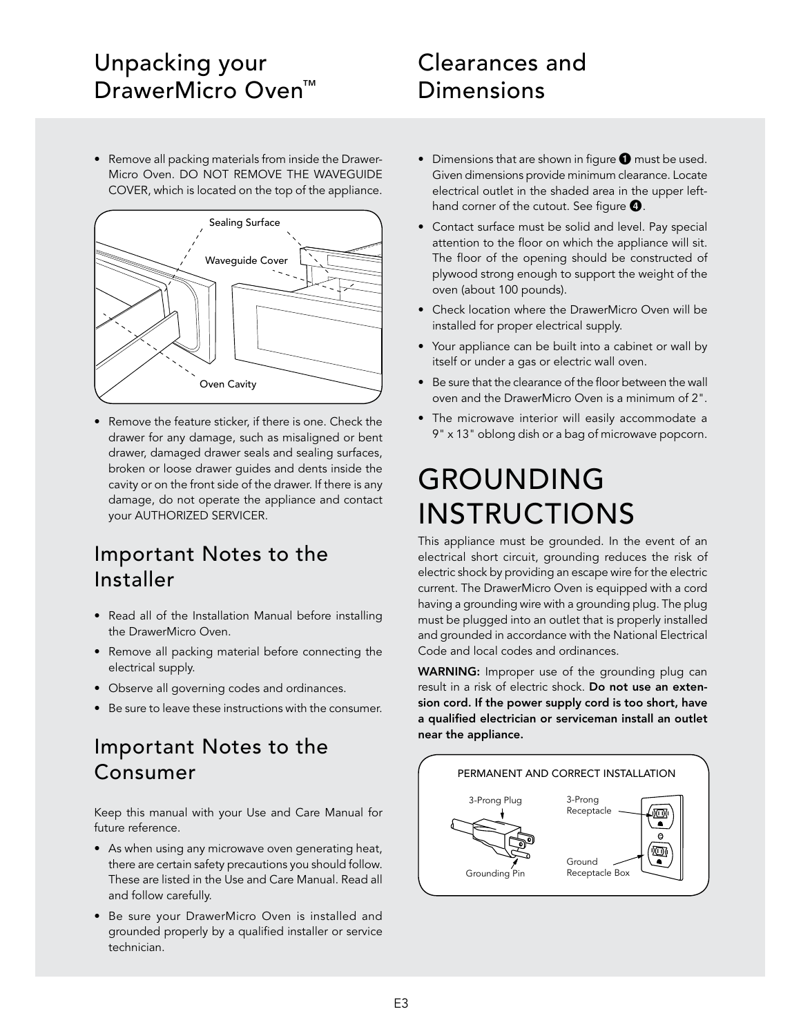## Unpacking your DrawerMicro Oven™

- Remove all packing materials from inside the Drawer-Micro Oven. DO NOT REMOVE THE WAVEGUIDE COVER, which is located on the top of the appliance.

Sealing Surface

Waveguide Cover

Oven Cavity

- Remove the feature sticker, if there is one. Check the drawer for any damage, such as misaligned or bent drawer, damaged drawer seals and sealing surfaces, broken or loose drawer guides and dents inside the cavity or on the front side of the drawer. If there is any damage, do not operate the appliance and contact your AUTHORIZED SERVICER.

## Important Notes to the Installer

- Read all of the Installation Manual before installing the DrawerMicro Oven.
- Remove all packing material before connecting the electrical supply.
- Observe all governing codes and ordinances.
- Be sure to leave these instructions with the consumer.

## Important Notes to the Consumer

Keep this manual with your Use and Care Manual for future reference.

- As when using any microwave oven generating heat, there are certain safety precautions you should follow. These are listed in the Use and Care Manual. Read all and follow carefully.
- Be sure your DrawerMicro Oven is installed and grounded properly by a qualified installer or service technician.

## Clearances and Dimensions

- Dimensions that are shown in figure ❶ must be used. Given dimensions provide minimum clearance. Locate electrical outlet in the shaded area in the upper left-hand corner of the cutout. See figure ❹.
- Contact surface must be solid and level. Pay special attention to the floor on which the appliance will sit. The floor of the opening should be constructed of plywood strong enough to support the weight of the oven (about 100 pounds).
- Check location where the DrawerMicro Oven will be installed for proper electrical supply.
- Your appliance can be built into a cabinet or wall by itself or under a gas or electric wall oven.
- Be sure that the clearance of the floor between the wall oven and the DrawerMicro Oven is a minimum of 2".
- The microwave interior will easily accommodate a 9" x 13" oblong dish or a bag of microwave popcorn.

# GROUNDING INSTRUCTIONS

This appliance must be grounded. In the event of an electrical short circuit, grounding reduces the risk of electric shock by providing an escape wire for the electric current. The DrawerMicro Oven is equipped with a cord having a grounding wire with a grounding plug. The plug must be plugged into an outlet that is properly installed and grounded in accordance with the National Electrical Code and local codes and ordinances.

**WARNING:** Improper use of the grounding plug can result in a risk of electric shock. **Do not use an extension cord. If the power supply cord is too short, have a qualified electrician or serviceman install an outlet near the appliance.**

PERMANENT AND CORRECT INSTALLATION

3-Prong Plug

Grounding Pin

3-Prong Receptacle

Ground Receptacle Box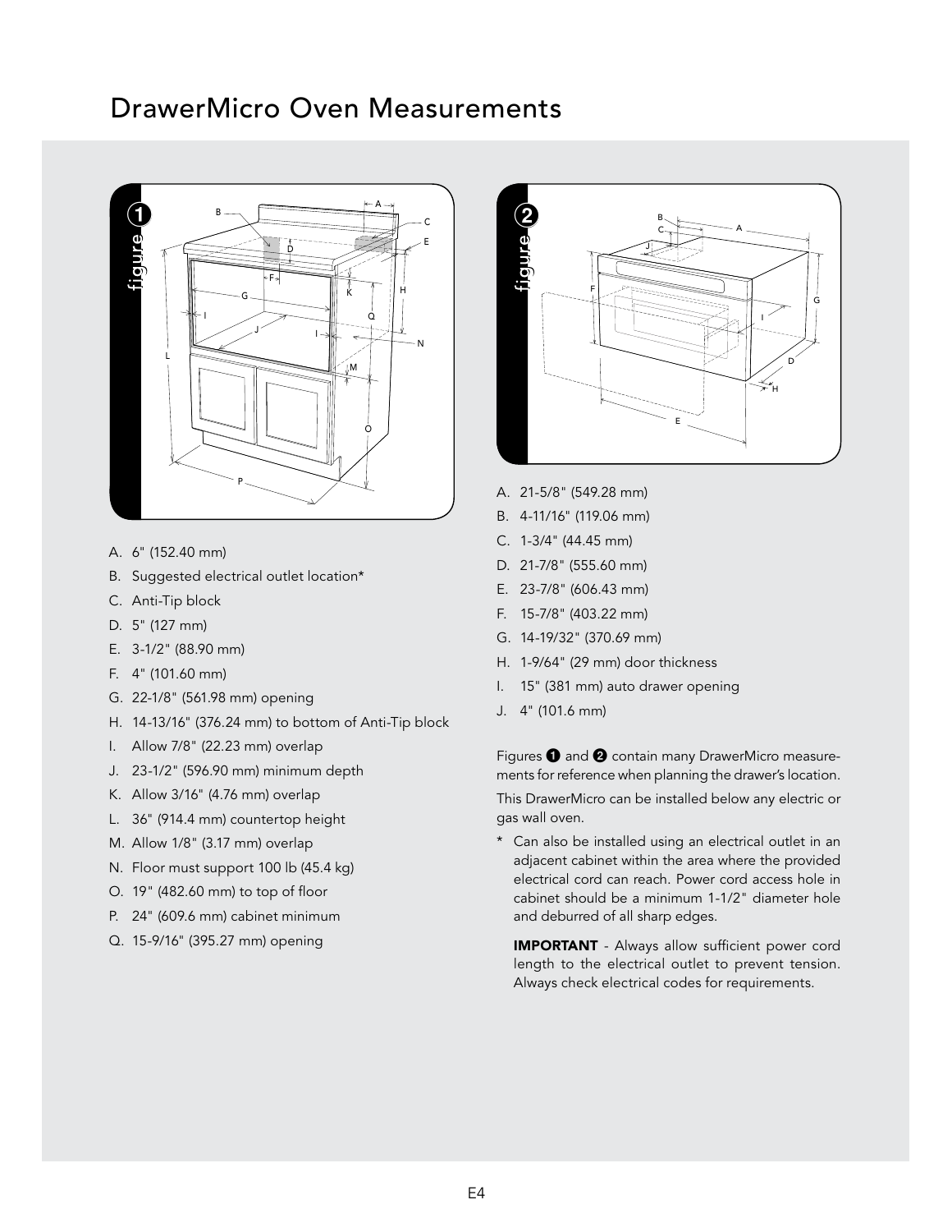# DrawerMicro Oven Measurements

A. 6" (152.40 mm)
B. Suggested electrical outlet location*
C. Anti-Tip block
D. 5" (127 mm)
E. 3-1/2" (88.90 mm)
F. 4" (101.60 mm)
G. 22-1/8" (561.98 mm) opening
H. 14-13/16" (376.24 mm) to bottom of Anti-Tip block
I. Allow 7/8" (22.23 mm) overlap
J. 23-1/2" (596.90 mm) minimum depth
K. Allow 3/16" (4.76 mm) overlap
L. 36" (914.4 mm) countertop height
M. Allow 1/8" (3.17 mm) overlap
N. Floor must support 100 lb (45.4 kg)
O. 19" (482.60 mm) to top of floor
P. 24" (609.6 mm) cabinet minimum
Q. 15-9/16" (395.27 mm) opening

A. 21-5/8" (549.28 mm)
B. 4-11/16" (119.06 mm)
C. 1-3/4" (44.45 mm)
D. 21-7/8" (555.60 mm)
E. 23-7/8" (606.43 mm)
F. 15-7/8" (403.22 mm)
G. 14-19/32" (370.69 mm)
H. 1-9/64" (29 mm) door thickness
I. 15" (381 mm) auto drawer opening
J. 4" (101.6 mm)

Figures ❶ and ❷ contain many DrawerMicro measurements for reference when planning the drawer's location.

This DrawerMicro can be installed below any electric or gas wall oven.

* Can also be installed using an electrical outlet in an adjacent cabinet within the area where the provided electrical cord can reach. Power cord access hole in cabinet should be a minimum 1-1/2" diameter hole and deburred of all sharp edges.

  **IMPORTANT** - Always allow sufficient power cord length to the electrical outlet to prevent tension. Always check electrical codes for requirements.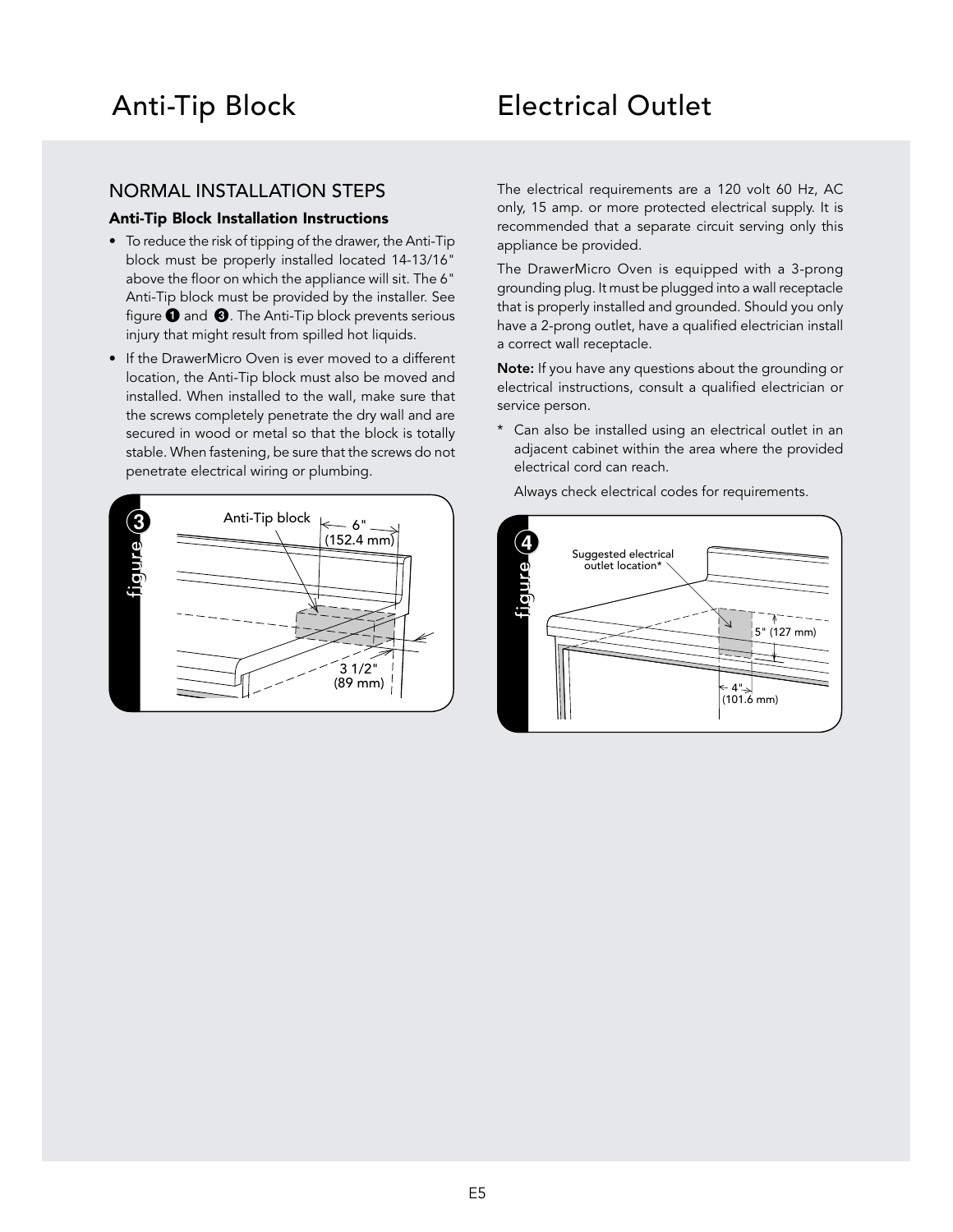# Anti-Tip Block

## NORMAL INSTALLATION STEPS

### Anti-Tip Block Installation Instructions

- To reduce the risk of tipping of the drawer, the Anti-Tip block must be properly installed located 14-13/16" above the floor on which the appliance will sit. The 6" Anti-Tip block must be provided by the installer. See figure ❶ and ❸. The Anti-Tip block prevents serious injury that might result from spilled hot liquids.
- If the DrawerMicro Oven is ever moved to a different location, the Anti-Tip block must also be moved and installed. When installed to the wall, make sure that the screws completely penetrate the dry wall and are secured in wood or metal so that the block is totally stable. When fastening, be sure that the screws do not penetrate electrical wiring or plumbing.

figure 3

Anti-Tip block

6" (152.4 mm)

3 1/2" (89 mm)

# Electrical Outlet

The electrical requirements are a 120 volt 60 Hz, AC only, 15 amp. or more protected electrical supply. It is recommended that a separate circuit serving only this appliance be provided.

The DrawerMicro Oven is equipped with a 3-prong grounding plug. It must be plugged into a wall receptacle that is properly installed and grounded. Should you only have a 2-prong outlet, have a qualified electrician install a correct wall receptacle.

**Note:** If you have any questions about the grounding or electrical instructions, consult a qualified electrician or service person.

\* Can also be installed using an electrical outlet in an adjacent cabinet within the area where the provided electrical cord can reach.

Always check electrical codes for requirements.

figure 4

Suggested electrical outlet location*

5" (127 mm)

4" (101.6 mm)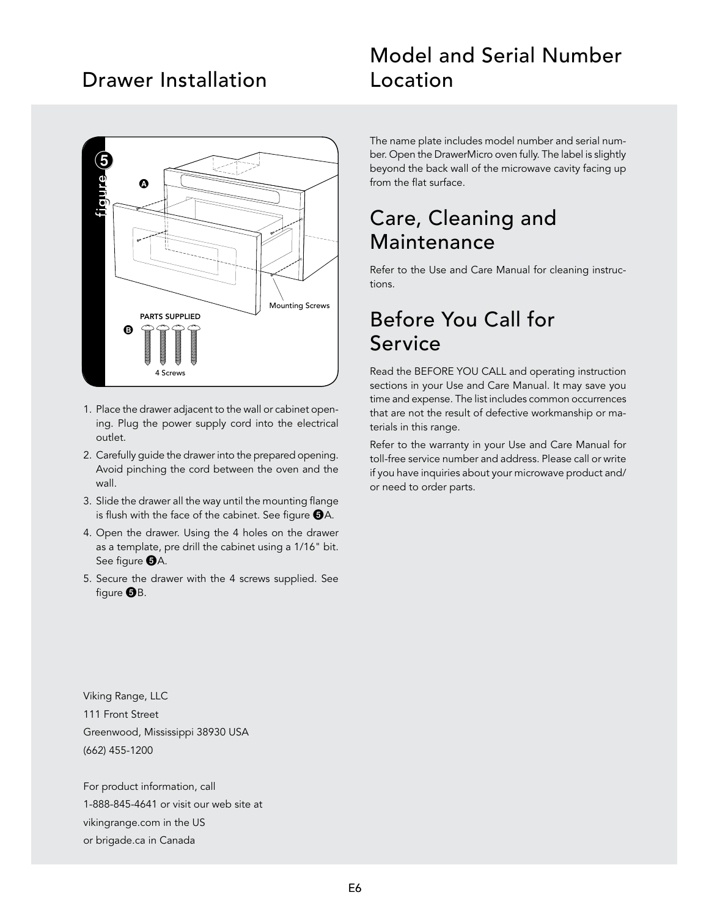## Drawer Installation

1. Place the drawer adjacent to the wall or cabinet opening. Plug the power supply cord into the electrical outlet.
2. Carefully guide the drawer into the prepared opening. Avoid pinching the cord between the oven and the wall.
3. Slide the drawer all the way until the mounting flange is flush with the face of the cabinet. See figure ❺A.
4. Open the drawer. Using the 4 holes on the drawer as a template, pre drill the cabinet using a 1/16" bit. See figure ❺A.
5. Secure the drawer with the 4 screws supplied. See figure ❺B.

Viking Range, LLC
111 Front Street
Greenwood, Mississippi 38930 USA
(662) 455-1200

For product information, call
1-888-845-4641 or visit our web site at
vikingrange.com in the US
or brigade.ca in Canada

## Model and Serial Number Location

The name plate includes model number and serial number. Open the DrawerMicro oven fully. The label is slightly beyond the back wall of the microwave cavity facing up from the flat surface.

## Care, Cleaning and Maintenance

Refer to the Use and Care Manual for cleaning instructions.

## Before You Call for Service

Read the BEFORE YOU CALL and operating instruction sections in your Use and Care Manual. It may save you time and expense. The list includes common occurrences that are not the result of defective workmanship or materials in this range.

Refer to the warranty in your Use and Care Manual for toll-free service number and address. Please call or write if you have inquiries about your microwave product and/or need to order parts.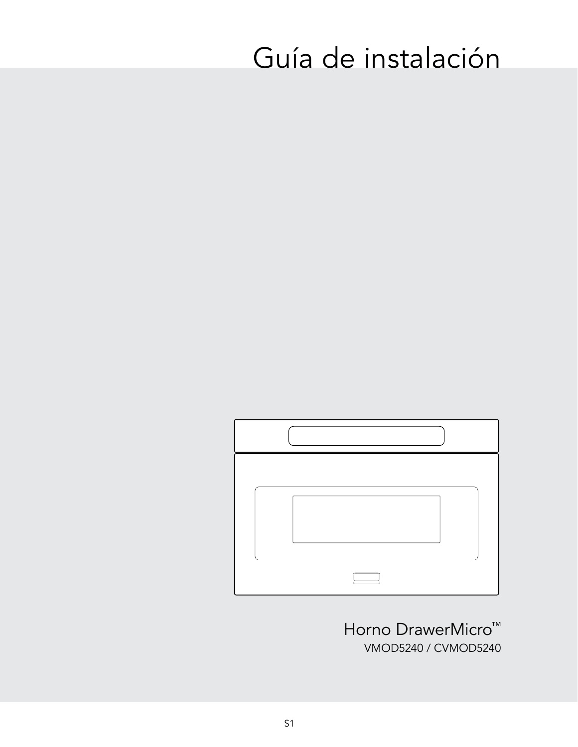# Guía de instalación

Horno DrawerMicro™

VMOD5240 / CVMOD5240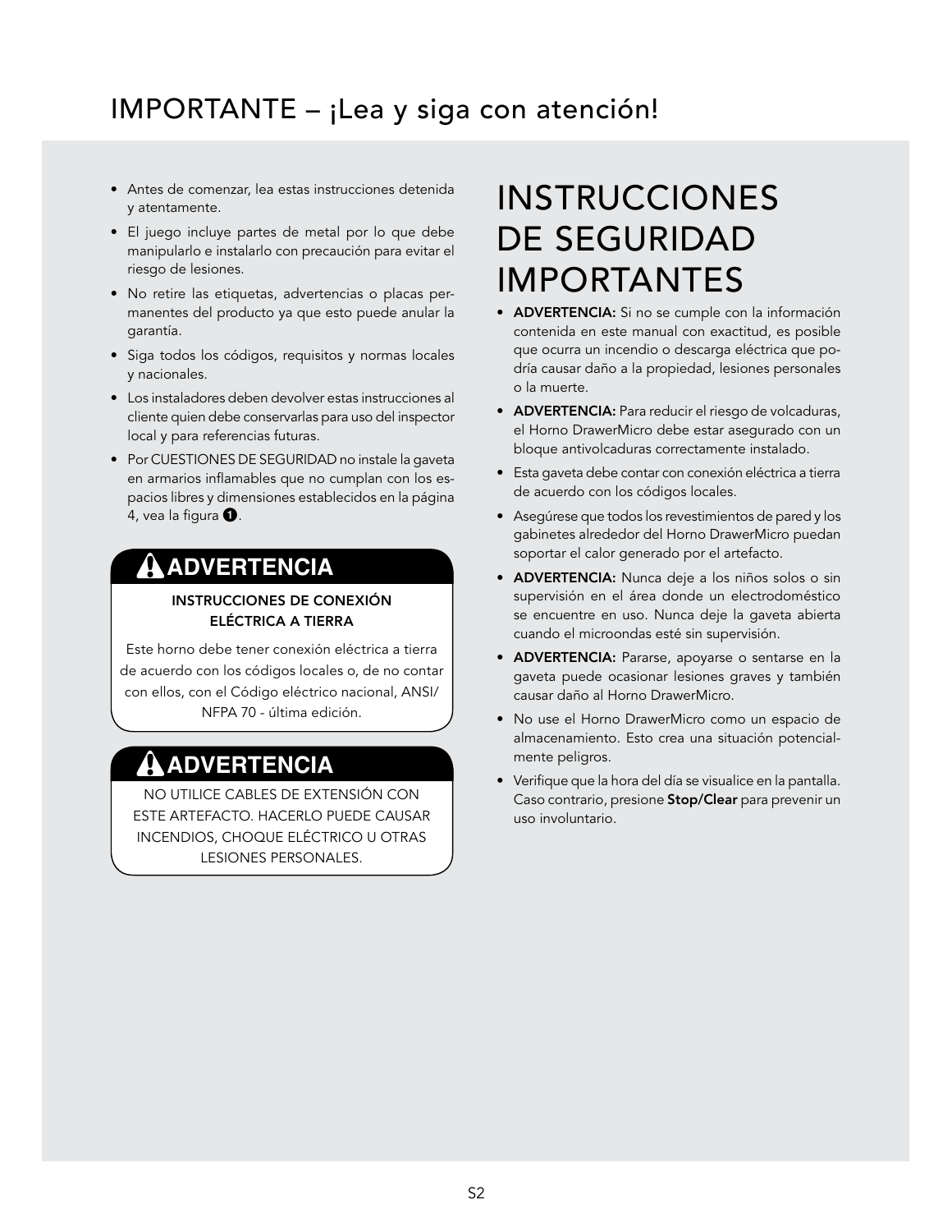# IMPORTANTE – ¡Lea y siga con atención!

- Antes de comenzar, lea estas instrucciones detenida y atentamente.
- El juego incluye partes de metal por lo que debe manipularlo e instalarlo con precaución para evitar el riesgo de lesiones.
- No retire las etiquetas, advertencias o placas permanentes del producto ya que esto puede anular la garantía.
- Siga todos los códigos, requisitos y normas locales y nacionales.
- Los instaladores deben devolver estas instrucciones al cliente quien debe conservarlas para uso del inspector local y para referencias futuras.
- Por CUESTIONES DE SEGURIDAD no instale la gaveta en armarios inflamables que no cumplan con los espacios libres y dimensiones establecidos en la página 4, vea la figura ❶.

### ⚠ADVERTENCIA

**INSTRUCCIONES DE CONEXIÓN ELÉCTRICA A TIERRA**

Este horno debe tener conexión eléctrica a tierra de acuerdo con los códigos locales o, de no contar con ellos, con el Código eléctrico nacional, ANSI/NFPA 70 - última edición.

### ⚠ADVERTENCIA

NO UTILICE CABLES DE EXTENSIÓN CON ESTE ARTEFACTO. HACERLO PUEDE CAUSAR INCENDIOS, CHOQUE ELÉCTRICO U OTRAS LESIONES PERSONALES.

# INSTRUCCIONES DE SEGURIDAD IMPORTANTES

- **ADVERTENCIA:** Si no se cumple con la información contenida en este manual con exactitud, es posible que ocurra un incendio o descarga eléctrica que podría causar daño a la propiedad, lesiones personales o la muerte.
- **ADVERTENCIA:** Para reducir el riesgo de volcaduras, el Horno DrawerMicro debe estar asegurado con un bloque antivolcaduras correctamente instalado.
- Esta gaveta debe contar con conexión eléctrica a tierra de acuerdo con los códigos locales.
- Asegúrese que todos los revestimientos de pared y los gabinetes alrededor del Horno DrawerMicro puedan soportar el calor generado por el artefacto.
- **ADVERTENCIA:** Nunca deje a los niños solos o sin supervisión en el área donde un electrodoméstico se encuentre en uso. Nunca deje la gaveta abierta cuando el microondas esté sin supervisión.
- **ADVERTENCIA:** Pararse, apoyarse o sentarse en la gaveta puede ocasionar lesiones graves y también causar daño al Horno DrawerMicro.
- No use el Horno DrawerMicro como un espacio de almacenamiento. Esto crea una situación potencialmente peligros.
- Verifique que la hora del día se visualice en la pantalla. Caso contrario, presione **Stop/Clear** para prevenir un uso involuntario.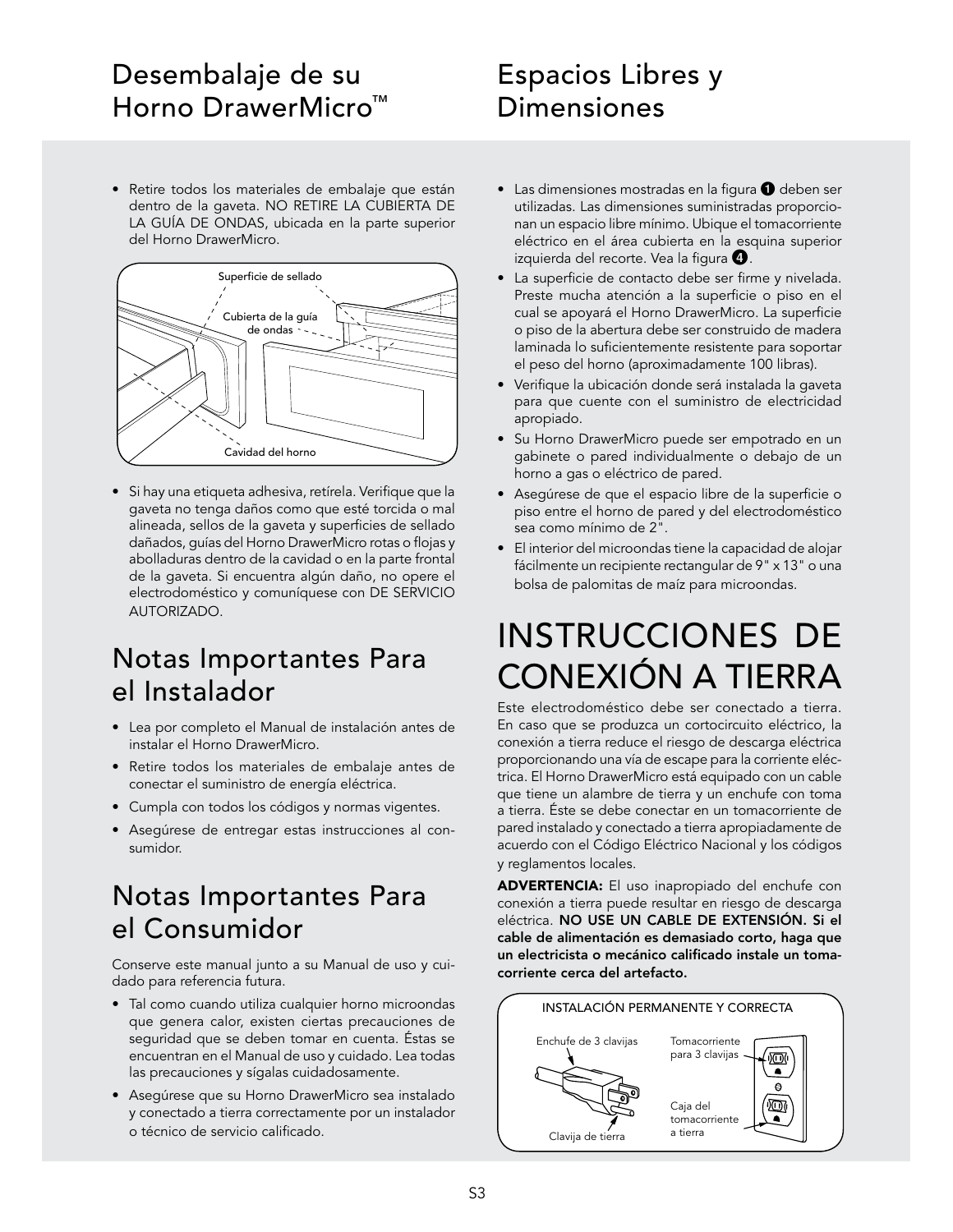## Desembalaje de su Horno DrawerMicro™

- Retire todos los materiales de embalaje que están dentro de la gaveta. NO RETIRE LA CUBIERTA DE LA GUÍA DE ONDAS, ubicada en la parte superior del Horno DrawerMicro.

Superficie de sellado

Cubierta de la guía de ondas

Cavidad del horno

- Si hay una etiqueta adhesiva, retírela. Verifique que la gaveta no tenga daños como que esté torcida o mal alineada, sellos de la gaveta y superficies de sellado dañados, guías del Horno DrawerMicro rotas o flojas y abolladuras dentro de la cavidad o en la parte frontal de la gaveta. Si encuentra algún daño, no opere el electrodoméstico y comuníquese con DE SERVICIO AUTORIZADO.

## Notas Importantes Para el Instalador

- Lea por completo el Manual de instalación antes de instalar el Horno DrawerMicro.
- Retire todos los materiales de embalaje antes de conectar el suministro de energía eléctrica.
- Cumpla con todos los códigos y normas vigentes.
- Asegúrese de entregar estas instrucciones al consumidor.

## Notas Importantes Para el Consumidor

Conserve este manual junto a su Manual de uso y cuidado para referencia futura.

- Tal como cuando utiliza cualquier horno microondas que genera calor, existen ciertas precauciones de seguridad que se deben tomar en cuenta. Éstas se encuentran en el Manual de uso y cuidado. Lea todas las precauciones y sígalas cuidadosamente.
- Asegúrese que su Horno DrawerMicro sea instalado y conectado a tierra correctamente por un instalador o técnico de servicio calificado.

## Espacios Libres y Dimensiones

- Las dimensiones mostradas en la figura ❶ deben ser utilizadas. Las dimensiones suministradas proporcionan un espacio libre mínimo. Ubique el tomacorriente eléctrico en el área cubierta en la esquina superior izquierda del recorte. Vea la figura ❹.
- La superficie de contacto debe ser firme y nivelada. Preste mucha atención a la superficie o piso en el cual se apoyará el Horno DrawerMicro. La superficie o piso de la abertura debe ser construido de madera laminada lo suficientemente resistente para soportar el peso del horno (aproximadamente 100 libras).
- Verifique la ubicación donde será instalada la gaveta para que cuente con el suministro de electricidad apropiado.
- Su Horno DrawerMicro puede ser empotrado en un gabinete o pared individualmente o debajo de un horno a gas o eléctrico de pared.
- Asegúrese de que el espacio libre de la superficie o piso entre el horno de pared y del electrodoméstico sea como mínimo de 2".
- El interior del microondas tiene la capacidad de alojar fácilmente un recipiente rectangular de 9" x 13" o una bolsa de palomitas de maíz para microondas.

# INSTRUCCIONES DE CONEXIÓN A TIERRA

Este electrodoméstico debe ser conectado a tierra. En caso que se produzca un cortocircuito eléctrico, la conexión a tierra reduce el riesgo de descarga eléctrica proporcionando una vía de escape para la corriente eléctrica. El Horno DrawerMicro está equipado con un cable que tiene un alambre de tierra y un enchufe con toma a tierra. Éste se debe conectar en un tomacorriente de pared instalado y conectado a tierra apropiadamente de acuerdo con el Código Eléctrico Nacional y los códigos y reglamentos locales.

**ADVERTENCIA:** El uso inapropiado del enchufe con conexión a tierra puede resultar en riesgo de descarga eléctrica. **NO USE UN CABLE DE EXTENSIÓN. Si el cable de alimentación es demasiado corto, haga que un electricista o mecánico calificado instale un tomacorriente cerca del artefacto.**

INSTALACIÓN PERMANENTE Y CORRECTA

Enchufe de 3 clavijas

Tomacorriente para 3 clavijas

Caja del tomacorriente a tierra

Clavija de tierra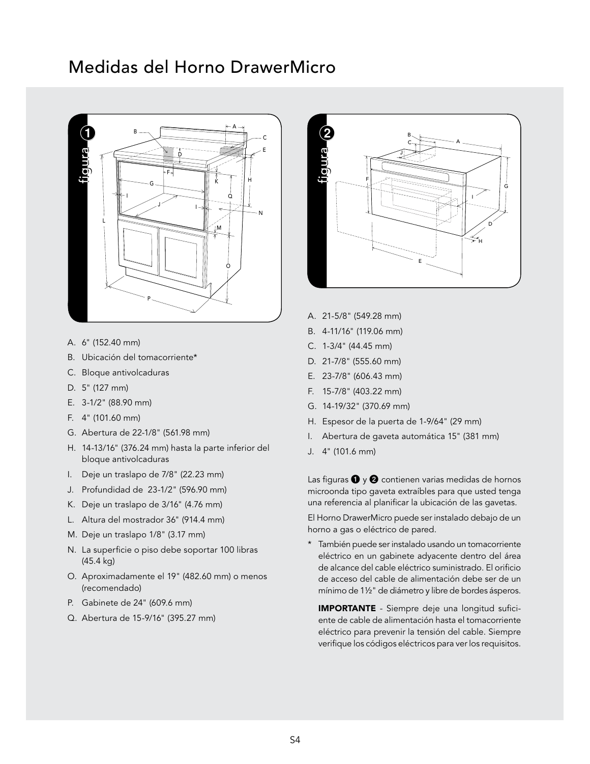# Medidas del Horno DrawerMicro

A. 6" (152.40 mm)
B. Ubicación del tomacorriente*
C. Bloque antivolcaduras
D. 5" (127 mm)
E. 3-1/2" (88.90 mm)
F. 4" (101.60 mm)
G. Abertura de 22-1/8" (561.98 mm)
H. 14-13/16" (376.24 mm) hasta la parte inferior del bloque antivolcaduras
I. Deje un traslapo de 7/8" (22.23 mm)
J. Profundidad de 23-1/2" (596.90 mm)
K. Deje un traslapo de 3/16" (4.76 mm)
L. Altura del mostrador 36" (914.4 mm)
M. Deje un traslapo 1/8" (3.17 mm)
N. La superficie o piso debe soportar 100 libras (45.4 kg)
O. Aproximadamente el 19" (482.60 mm) o menos (recomendado)
P. Gabinete de 24" (609.6 mm)
Q. Abertura de 15-9/16" (395.27 mm)

A. 21-5/8" (549.28 mm)
B. 4-11/16" (119.06 mm)
C. 1-3/4" (44.45 mm)
D. 21-7/8" (555.60 mm)
E. 23-7/8" (606.43 mm)
F. 15-7/8" (403.22 mm)
G. 14-19/32" (370.69 mm)
H. Espesor de la puerta de 1-9/64" (29 mm)
I. Abertura de gaveta automática 15" (381 mm)
J. 4" (101.6 mm)

Las figuras ❶ y ❷ contienen varias medidas de hornos microonda tipo gaveta extraíbles para que usted tenga una referencia al planificar la ubicación de las gavetas.

El Horno DrawerMicro puede ser instalado debajo de un horno a gas o eléctrico de pared.

\* También puede ser instalado usando un tomacorriente eléctrico en un gabinete adyacente dentro del área de alcance del cable eléctrico suministrado. El orificio de acceso del cable de alimentación debe ser de un mínimo de 1½" de diámetro y libre de bordes ásperos.

**IMPORTANTE** - Siempre deje una longitud suficiente de cable de alimentación hasta el tomacorriente eléctrico para prevenir la tensión del cable. Siempre verifique los códigos eléctricos para ver los requisitos.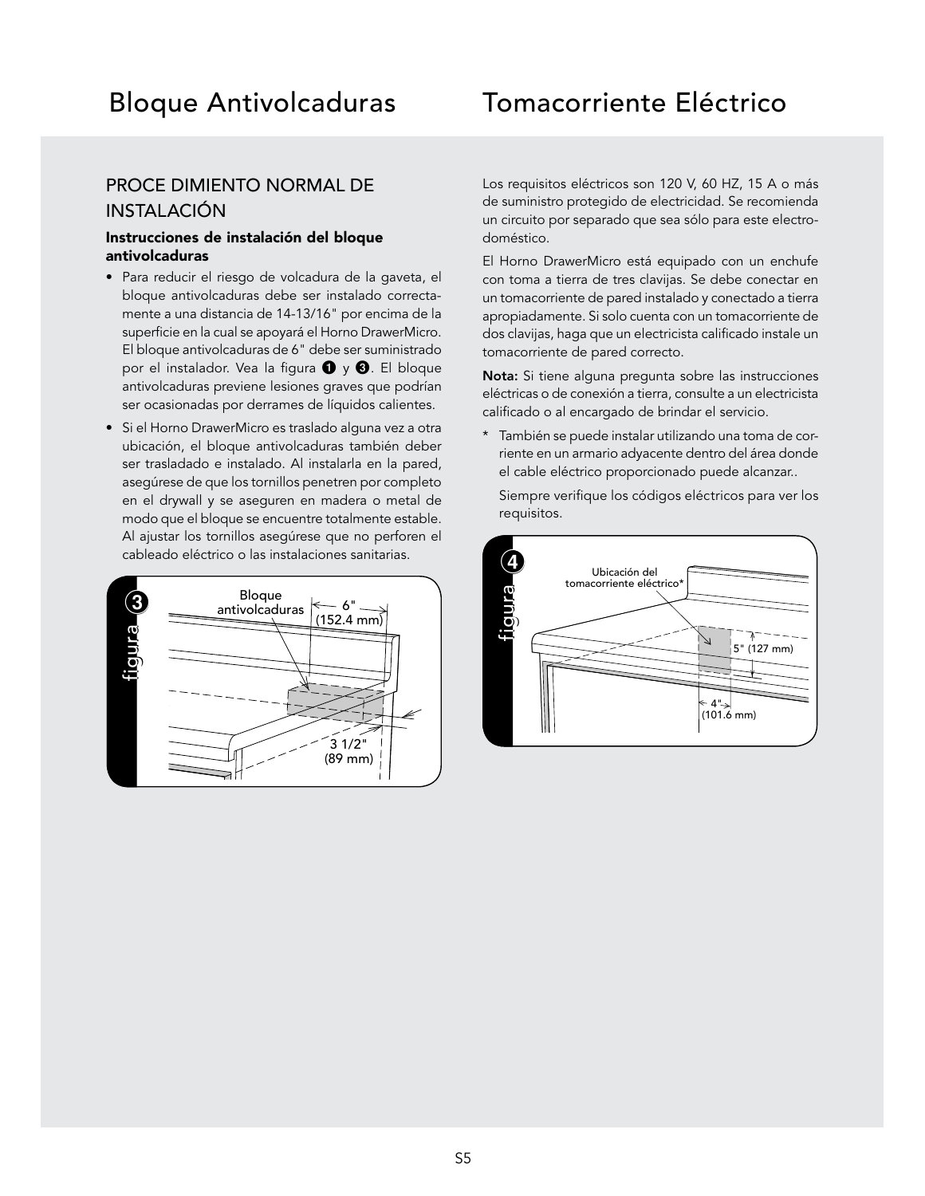# Bloque Antivolcaduras

## PROCE DIMIENTO NORMAL DE INSTALACIÓN

**Instrucciones de instalación del bloque antivolcaduras**

- Para reducir el riesgo de volcadura de la gaveta, el bloque antivolcaduras debe ser instalado correctamente a una distancia de 14-13/16" por encima de la superficie en la cual se apoyará el Horno DrawerMicro. El bloque antivolcaduras de 6" debe ser suministrado por el instalador. Vea la figura ❶ y ❸. El bloque antivolcaduras previene lesiones graves que podrían ser ocasionadas por derrames de líquidos calientes.
- Si el Horno DrawerMicro es traslado alguna vez a otra ubicación, el bloque antivolcaduras también deber ser trasladado e instalado. Al instalarla en la pared, asegúrese de que los tornillos penetren por completo en el drywall y se aseguren en madera o metal de modo que el bloque se encuentre totalmente estable. Al ajustar los tornillos asegúrese que no perforen el cableado eléctrico o las instalaciones sanitarias.

figura 3

Bloque antivolcaduras

6" (152.4 mm)

3 1/2" (89 mm)

# Tomacorriente Eléctrico

Los requisitos eléctricos son 120 V, 60 HZ, 15 A o más de suministro protegido de electricidad. Se recomienda un circuito por separado que sea sólo para este electrodoméstico.

El Horno DrawerMicro está equipado con un enchufe con toma a tierra de tres clavijas. Se debe conectar en un tomacorriente de pared instalado y conectado a tierra apropiadamente. Si solo cuenta con un tomacorriente de dos clavijas, haga que un electricista calificado instale un tomacorriente de pared correcto.

**Nota:** Si tiene alguna pregunta sobre las instrucciones eléctricas o de conexión a tierra, consulte a un electricista calificado o al encargado de brindar el servicio.

\* También se puede instalar utilizando una toma de corriente en un armario adyacente dentro del área donde el cable eléctrico proporcionado puede alcanzar..

Siempre verifique los códigos eléctricos para ver los requisitos.

figura 4

Ubicación del tomacorriente eléctrico*

5" (127 mm)

4" (101.6 mm)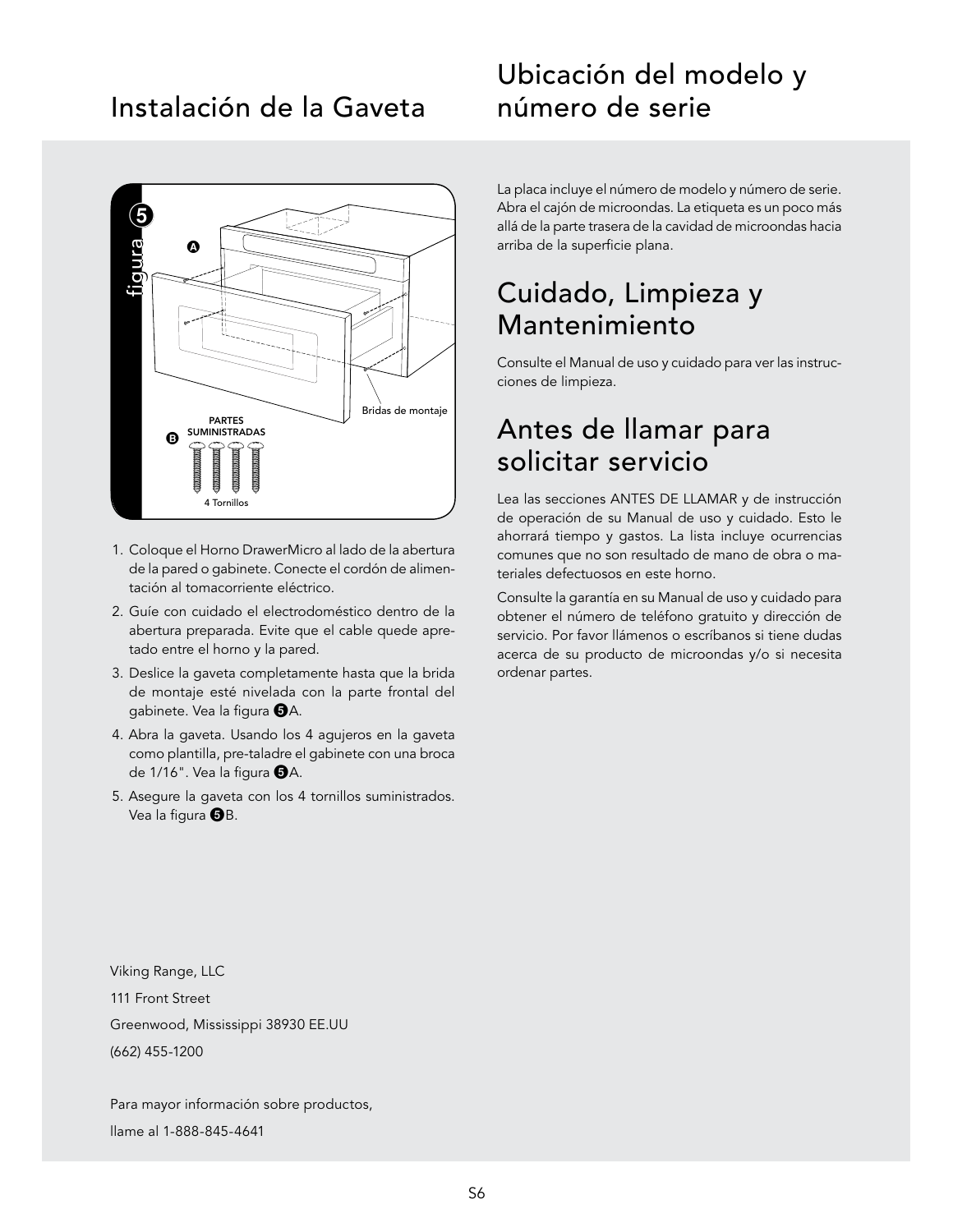# Instalación de la Gaveta

1. Coloque el Horno DrawerMicro al lado de la abertura de la pared o gabinete. Conecte el cordón de alimentación al tomacorriente eléctrico.
2. Guíe con cuidado el electrodoméstico dentro de la abertura preparada. Evite que el cable quede apretado entre el horno y la pared.
3. Deslice la gaveta completamente hasta que la brida de montaje esté nivelada con la parte frontal del gabinete. Vea la figura ❺A.
4. Abra la gaveta. Usando los 4 agujeros en la gaveta como plantilla, pre-taladre el gabinete con una broca de 1/16". Vea la figura ❺A.
5. Asegure la gaveta con los 4 tornillos suministrados. Vea la figura ❺B.

Viking Range, LLC

111 Front Street

Greenwood, Mississippi 38930 EE.UU

(662) 455-1200

Para mayor información sobre productos,

llame al 1-888-845-4641

# Ubicación del modelo y número de serie

La placa incluye el número de modelo y número de serie. Abra el cajón de microondas. La etiqueta es un poco más allá de la parte trasera de la cavidad de microondas hacia arriba de la superficie plana.

# Cuidado, Limpieza y Mantenimiento

Consulte el Manual de uso y cuidado para ver las instrucciones de limpieza.

# Antes de llamar para solicitar servicio

Lea las secciones ANTES DE LLAMAR y de instrucción de operación de su Manual de uso y cuidado. Esto le ahorrará tiempo y gastos. La lista incluye ocurrencias comunes que no son resultado de mano de obra o materiales defectuosos en este horno.

Consulte la garantía en su Manual de uso y cuidado para obtener el número de teléfono gratuito y dirección de servicio. Por favor llámenos o escríbanos si tiene dudas acerca de su producto de microondas y/o si necesita ordenar partes.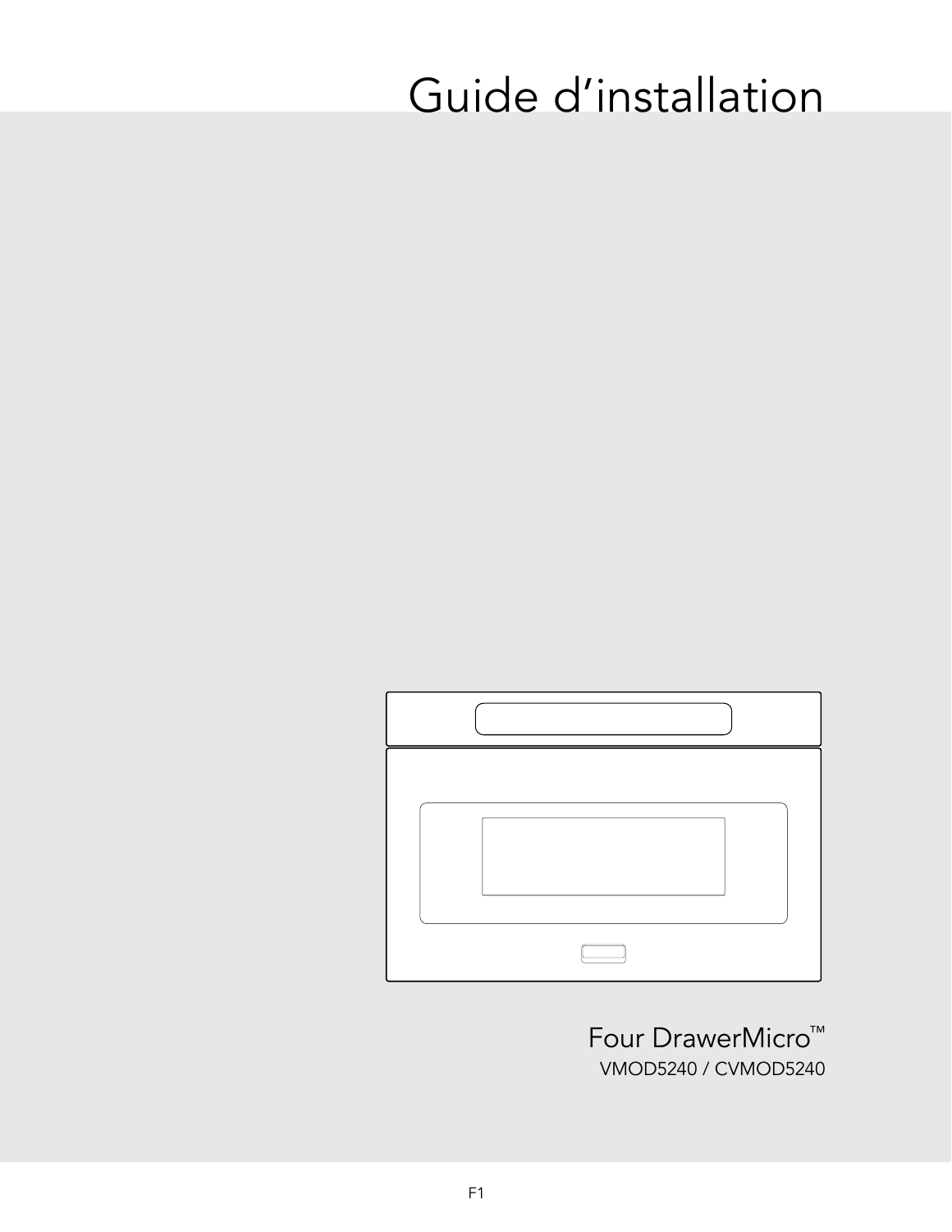# Guide d'installation

Four DrawerMicro™

VMOD5240 / CVMOD5240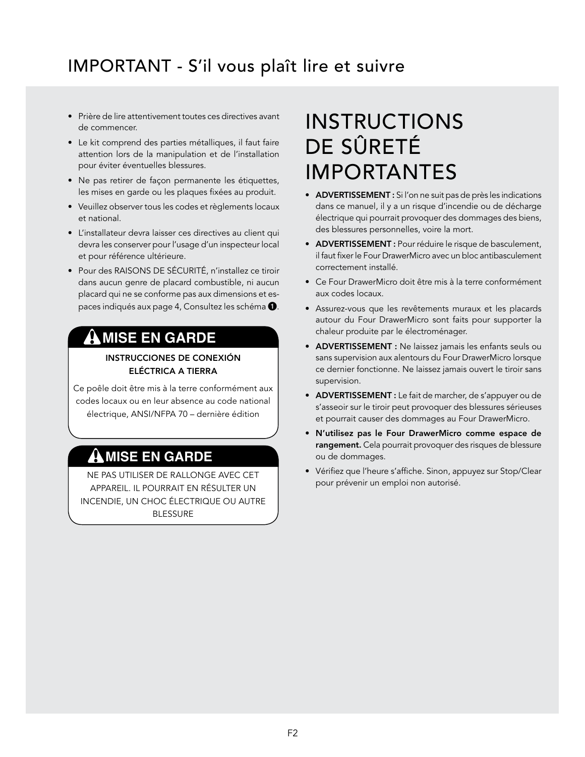# IMPORTANT - S'il vous plaît lire et suivre

- Prière de lire attentivement toutes ces directives avant de commencer.
- Le kit comprend des parties métalliques, il faut faire attention lors de la manipulation et de l'installation pour éviter éventuelles blessures.
- Ne pas retirer de façon permanente les étiquettes, les mises en garde ou les plaques fixées au produit.
- Veuillez observer tous les codes et règlements locaux et national.
- L'installateur devra laisser ces directives au client qui devra les conserver pour l'usage d'un inspecteur local et pour référence ultérieure.
- Pour des RAISONS DE SÉCURITÉ, n'installez ce tiroir dans aucun genre de placard combustible, ni aucun placard qui ne se conforme pas aux dimensions et espaces indiqués aux page 4, Consultez les schéma ❶.

### ⚠ MISE EN GARDE

**INSTRUCCIONES DE CONEXIÓN ELÉCTRICA A TIERRA**

Ce poêle doit être mis à la terre conformément aux codes locaux ou en leur absence au code national électrique, ANSI/NFPA 70 – dernière édition

### ⚠ MISE EN GARDE

NE PAS UTILISER DE RALLONGE AVEC CET APPAREIL. IL POURRAIT EN RÉSULTER UN INCENDIE, UN CHOC ÉLECTRIQUE OU AUTRE BLESSURE

# INSTRUCTIONS DE SÛRETÉ IMPORTANTES

- **ADVERTISSEMENT :** Si l'on ne suit pas de près les indications dans ce manuel, il y a un risque d'incendie ou de décharge électrique qui pourrait provoquer des dommages des biens, des blessures personnelles, voire la mort.
- **ADVERTISSEMENT :** Pour réduire le risque de basculement, il faut fixer le Four DrawerMicro avec un bloc antibasculement correctement installé.
- Ce Four DrawerMicro doit être mis à la terre conformément aux codes locaux.
- Assurez-vous que les revêtements muraux et les placards autour du Four DrawerMicro sont faits pour supporter la chaleur produite par le électroménager.
- **ADVERTISSEMENT :** Ne laissez jamais les enfants seuls ou sans supervision aux alentours du Four DrawerMicro lorsque ce dernier fonctionne. Ne laissez jamais ouvert le tiroir sans supervision.
- **ADVERTISSEMENT :** Le fait de marcher, de s'appuyer ou de s'asseoir sur le tiroir peut provoquer des blessures sérieuses et pourrait causer des dommages au Four DrawerMicro.
- **N'utilisez pas le Four DrawerMicro comme espace de rangement.** Cela pourrait provoquer des risques de blessure ou de dommages.
- Vérifiez que l'heure s'affiche. Sinon, appuyez sur Stop/Clear pour prévenir un emploi non autorisé.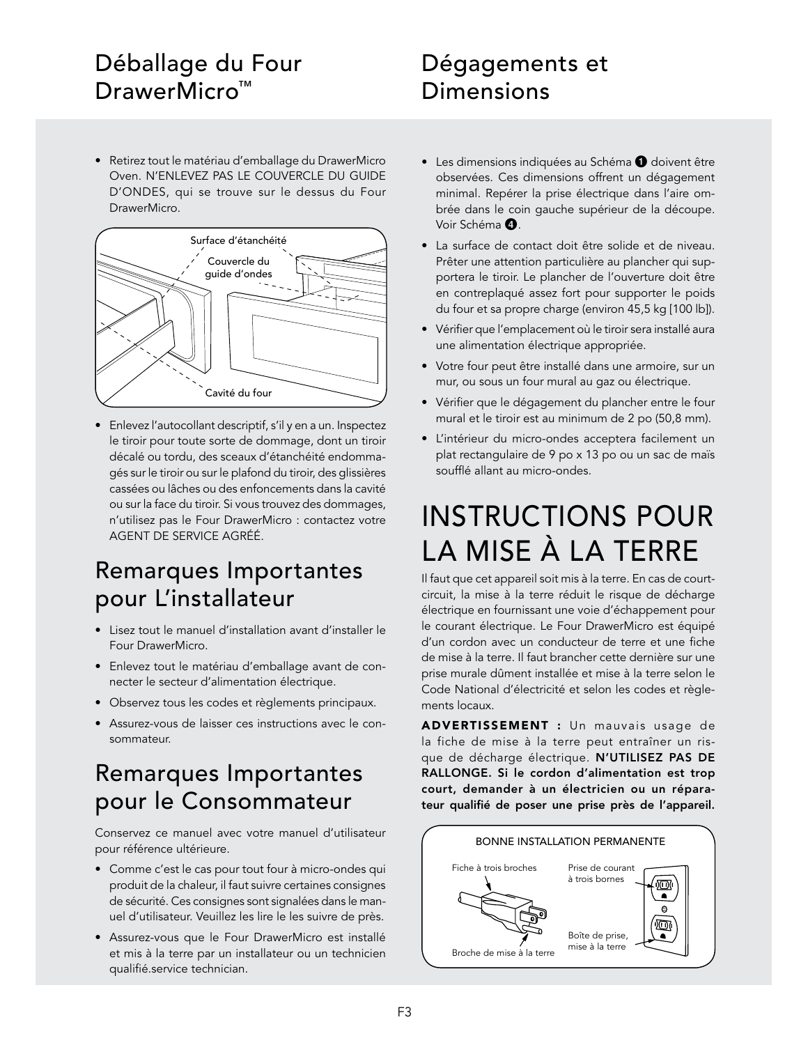## Déballage du Four DrawerMicro™

- Retirez tout le matériau d'emballage du DrawerMicro Oven. N'ENLEVEZ PAS LE COUVERCLE DU GUIDE D'ONDES, qui se trouve sur le dessus du Four DrawerMicro.

Surface d'étanchéité

Couvercle du guide d'ondes

Cavité du four

- Enlevez l'autocollant descriptif, s'il y en a un. Inspectez le tiroir pour toute sorte de dommage, dont un tiroir décalé ou tordu, des sceaux d'étanchéité endommagés sur le tiroir ou sur le plafond du tiroir, des glissières cassées ou lâches ou des enfoncements dans la cavité ou sur la face du tiroir. Si vous trouvez des dommages, n'utilisez pas le Four DrawerMicro : contactez votre AGENT DE SERVICE AGRÉÉ.

## Remarques Importantes pour L'installateur

- Lisez tout le manuel d'installation avant d'installer le Four DrawerMicro.
- Enlevez tout le matériau d'emballage avant de connecter le secteur d'alimentation électrique.
- Observez tous les codes et règlements principaux.
- Assurez-vous de laisser ces instructions avec le consommateur.

## Remarques Importantes pour le Consommateur

Conservez ce manuel avec votre manuel d'utilisateur pour référence ultérieure.

- Comme c'est le cas pour tout four à micro-ondes qui produit de la chaleur, il faut suivre certaines consignes de sécurité. Ces consignes sont signalées dans le manuel d'utilisateur. Veuillez les lire le les suivre de près.
- Assurez-vous que le Four DrawerMicro est installé et mis à la terre par un installateur ou un technicien qualifié.service technician.

## Dégagements et Dimensions

- Les dimensions indiquées au Schéma ❶ doivent être observées. Ces dimensions offrent un dégagement minimal. Repérer la prise électrique dans l'aire ombrée dans le coin gauche supérieur de la découpe. Voir Schéma ❹.
- La surface de contact doit être solide et de niveau. Prêter une attention particulière au plancher qui supportera le tiroir. Le plancher de l'ouverture doit être en contreplaqué assez fort pour supporter le poids du four et sa propre charge (environ 45,5 kg [100 lb]).
- Vérifier que l'emplacement où le tiroir sera installé aura une alimentation électrique appropriée.
- Votre four peut être installé dans une armoire, sur un mur, ou sous un four mural au gaz ou électrique.
- Vérifier que le dégagement du plancher entre le four mural et le tiroir est au minimum de 2 po (50,8 mm).
- L'intérieur du micro-ondes acceptera facilement un plat rectangulaire de 9 po x 13 po ou un sac de maïs soufflé allant au micro-ondes.

# INSTRUCTIONS POUR LA MISE À LA TERRE

Il faut que cet appareil soit mis à la terre. En cas de court-circuit, la mise à la terre réduit le risque de décharge électrique en fournissant une voie d'échappement pour le courant électrique. Le Four DrawerMicro est équipé d'un cordon avec un conducteur de terre et une fiche de mise à la terre. Il faut brancher cette dernière sur une prise murale dûment installée et mise à la terre selon le Code National d'électricité et selon les codes et règlements locaux.

**ADVERTISSEMENT :** Un mauvais usage de la fiche de mise à la terre peut entraîner un risque de décharge électrique. **N'UTILISEZ PAS DE RALLONGE. Si le cordon d'alimentation est trop court, demander à un électricien ou un réparateur qualifié de poser une prise près de l'appareil.**

BONNE INSTALLATION PERMANENTE

Fiche à trois broches

Prise de courant à trois bornes

Boîte de prise, mise à la terre

Broche de mise à la terre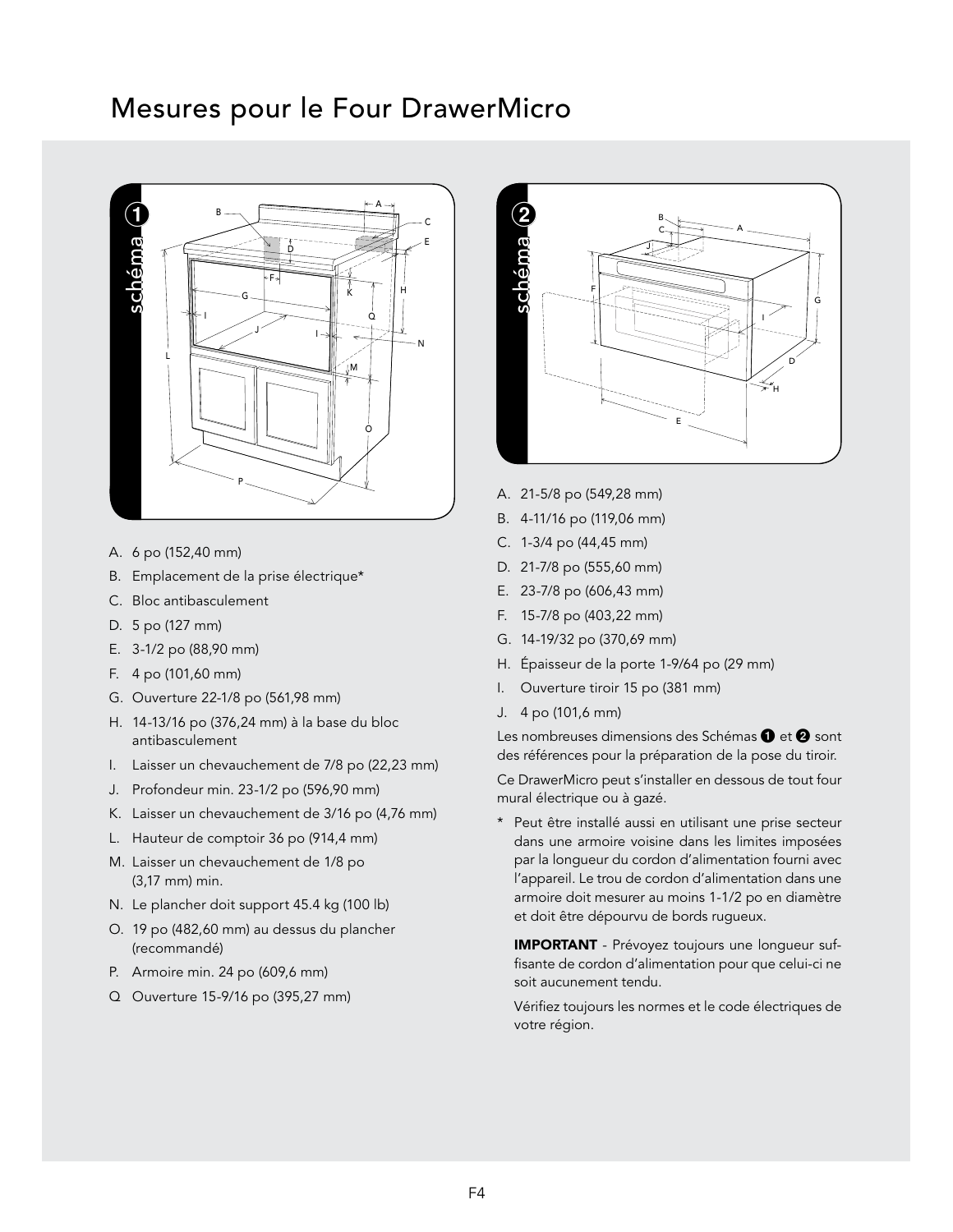# Mesures pour le Four DrawerMicro

A. 6 po (152,40 mm)

B. Emplacement de la prise électrique*

C. Bloc antibasculement

D. 5 po (127 mm)

E. 3-1/2 po (88,90 mm)

F. 4 po (101,60 mm)

G. Ouverture 22-1/8 po (561,98 mm)

H. 14-13/16 po (376,24 mm) à la base du bloc antibasculement

I. Laisser un chevauchement de 7/8 po (22,23 mm)

J. Profondeur min. 23-1/2 po (596,90 mm)

K. Laisser un chevauchement de 3/16 po (4,76 mm)

L. Hauteur de comptoir 36 po (914,4 mm)

M. Laisser un chevauchement de 1/8 po (3,17 mm) min.

N. Le plancher doit support 45.4 kg (100 lb)

O. 19 po (482,60 mm) au dessus du plancher (recommandé)

P. Armoire min. 24 po (609,6 mm)

Q Ouverture 15-9/16 po (395,27 mm)

A. 21-5/8 po (549,28 mm)

B. 4-11/16 po (119,06 mm)

C. 1-3/4 po (44,45 mm)

D. 21-7/8 po (555,60 mm)

E. 23-7/8 po (606,43 mm)

F. 15-7/8 po (403,22 mm)

G. 14-19/32 po (370,69 mm)

H. Épaisseur de la porte 1-9/64 po (29 mm)

I. Ouverture tiroir 15 po (381 mm)

J. 4 po (101,6 mm)

Les nombreuses dimensions des Schémas 1 et 2 sont des références pour la préparation de la pose du tiroir.

Ce DrawerMicro peut s'installer en dessous de tout four mural électrique ou à gazé.

* Peut être installé aussi en utilisant une prise secteur dans une armoire voisine dans les limites imposées par la longueur du cordon d'alimentation fourni avec l'appareil. Le trou de cordon d'alimentation dans une armoire doit mesurer au moins 1-1/2 po en diamètre et doit être dépourvu de bords rugueux.

**IMPORTANT** - Prévoyez toujours une longueur suffisante de cordon d'alimentation pour que celui-ci ne soit aucunement tendu.

Vérifiez toujours les normes et le code électriques de votre région.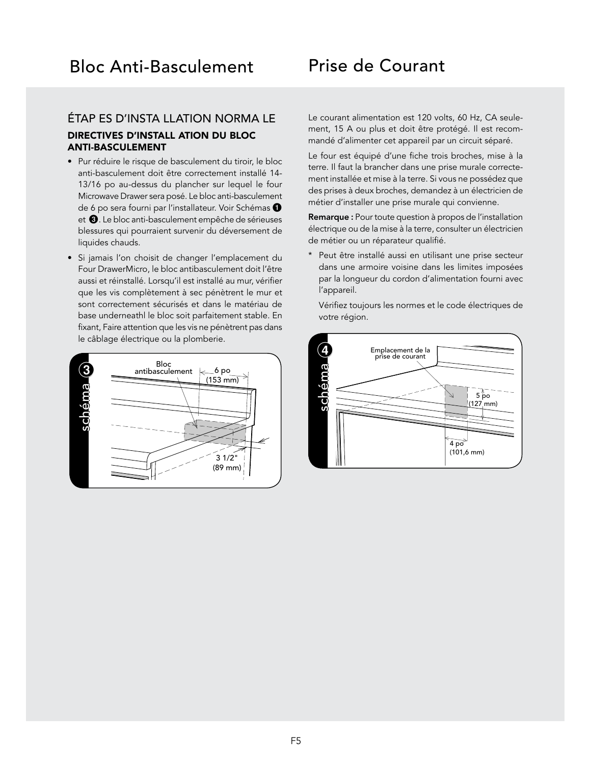# Bloc Anti-Basculement

## ÉTAP ES D'INSTA LLATION NORMA LE

### DIRECTIVES D'INSTALL ATION DU BLOC ANTI-BASCULEMENT

- Pur réduire le risque de basculement du tiroir, le bloc anti-basculement doit être correctement installé 14-13/16 po au-dessus du plancher sur lequel le four Microwave Drawer sera posé. Le bloc anti-basculement de 6 po sera fourni par l'installateur. Voir Schémas ❶ et ❸. Le bloc anti-basculement empêche de sérieuses blessures qui pourraient survenir du déversement de liquides chauds.
- Si jamais l'on choisit de changer l'emplacement du Four DrawerMicro, le bloc antibasculement doit l'être aussi et réinstallé. Lorsqu'il est installé au mur, vérifier que les vis complètement à sec pénètrent le mur et sont correctement sécurisés et dans le matériau de base underneathl le bloc soit parfaitement stable. En fixant, Faire attention que les vis ne pénètrent pas dans le câblage électrique ou la plomberie.

schéma 3

Bloc antibasculement — 6 po (153 mm) — 3 1/2" (89 mm)

# Prise de Courant

Le courant alimentation est 120 volts, 60 Hz, CA seulement, 15 A ou plus et doit être protégé. Il est recommandé d'alimenter cet appareil par un circuit séparé.

Le four est équipé d'une fiche trois broches, mise à la terre. Il faut la brancher dans une prise murale correctement installée et mise à la terre. Si vous ne possédez que des prises à deux broches, demandez à un électricien de métier d'installer une prise murale qui convienne.

**Remarque :** Pour toute question à propos de l'installation électrique ou de la mise à la terre, consulter un électricien de métier ou un réparateur qualifié.

\* Peut être installé aussi en utilisant une prise secteur dans une armoire voisine dans les limites imposées par la longueur du cordon d'alimentation fourni avec l'appareil.

Vérifiez toujours les normes et le code électriques de votre région.

schéma 4

Emplacement de la prise de courant — 5 po (127 mm) — 4 po (101,6 mm)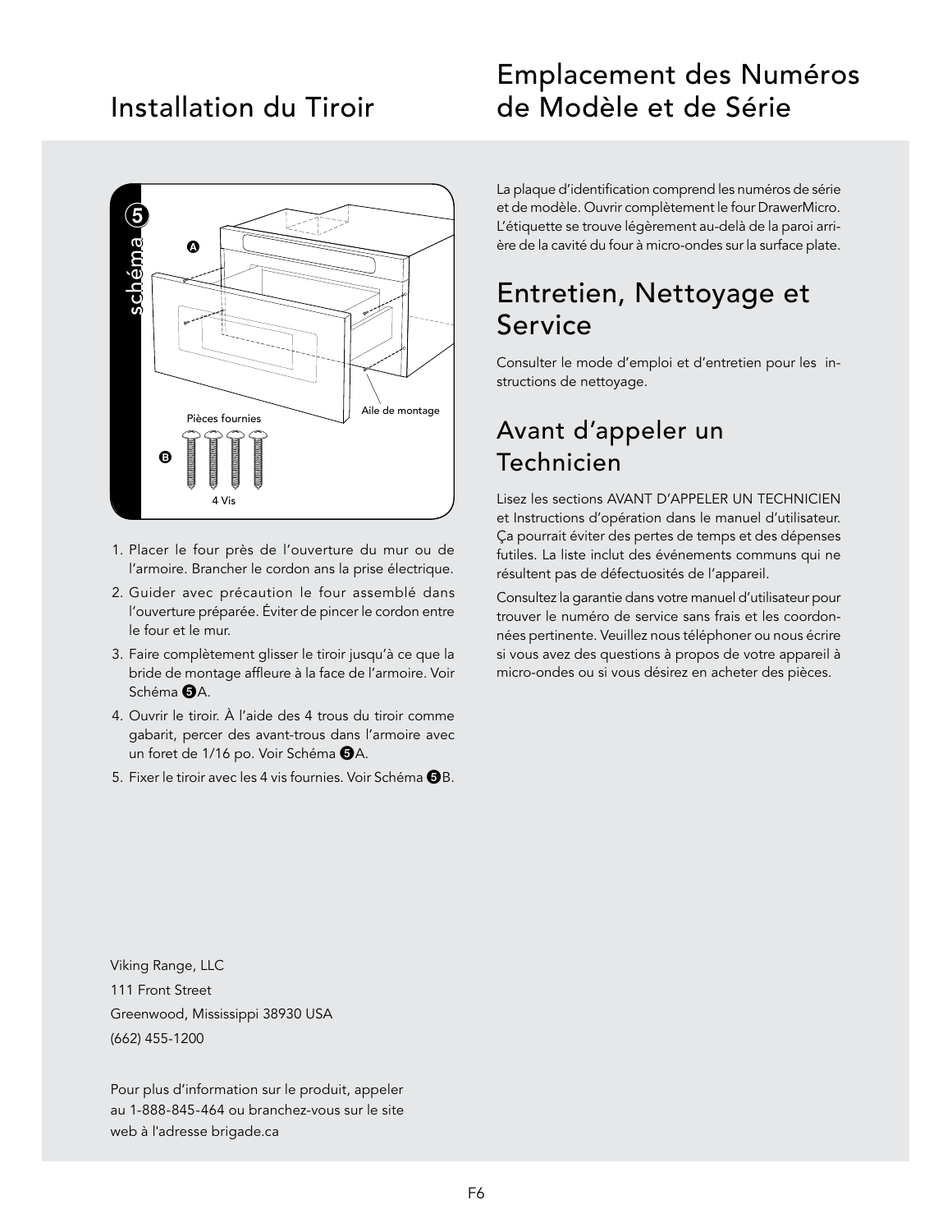# Installation du Tiroir

1. Placer le four près de l'ouverture du mur ou de l'armoire. Brancher le cordon ans la prise électrique.
2. Guider avec précaution le four assemblé dans l'ouverture préparée. Éviter de pincer le cordon entre le four et le mur.
3. Faire complètement glisser le tiroir jusqu'à ce que la bride de montage affleure à la face de l'armoire. Voir Schéma ❺A.
4. Ouvrir le tiroir. À l'aide des 4 trous du tiroir comme gabarit, percer des avant-trous dans l'armoire avec un foret de 1/16 po. Voir Schéma ❺A.
5. Fixer le tiroir avec les 4 vis fournies. Voir Schéma ❺B.

Viking Range, LLC
111 Front Street
Greenwood, Mississippi 38930 USA
(662) 455-1200

Pour plus d'information sur le produit, appeler au 1-888-845-464 ou branchez-vous sur le site web à l'adresse brigade.ca

# Emplacement des Numéros de Modèle et de Série

La plaque d'identification comprend les numéros de série et de modèle. Ouvrir complètement le four DrawerMicro. L'étiquette se trouve légèrement au-delà de la paroi arrière de la cavité du four à micro-ondes sur la surface plate.

# Entretien, Nettoyage et Service

Consulter le mode d'emploi et d'entretien pour les instructions de nettoyage.

## Avant d'appeler un Technicien

Lisez les sections AVANT D'APPELER UN TECHNICIEN et Instructions d'opération dans le manuel d'utilisateur. Ça pourrait éviter des pertes de temps et des dépenses futiles. La liste inclut des événements communs qui ne résultent pas de défectuosités de l'appareil.

Consultez la garantie dans votre manuel d'utilisateur pour trouver le numéro de service sans frais et les coordonnées pertinente. Veuillez nous téléphoner ou nous écrire si vous avez des questions à propos de votre appareil à micro-ondes ou si vous désirez en acheter des pièces.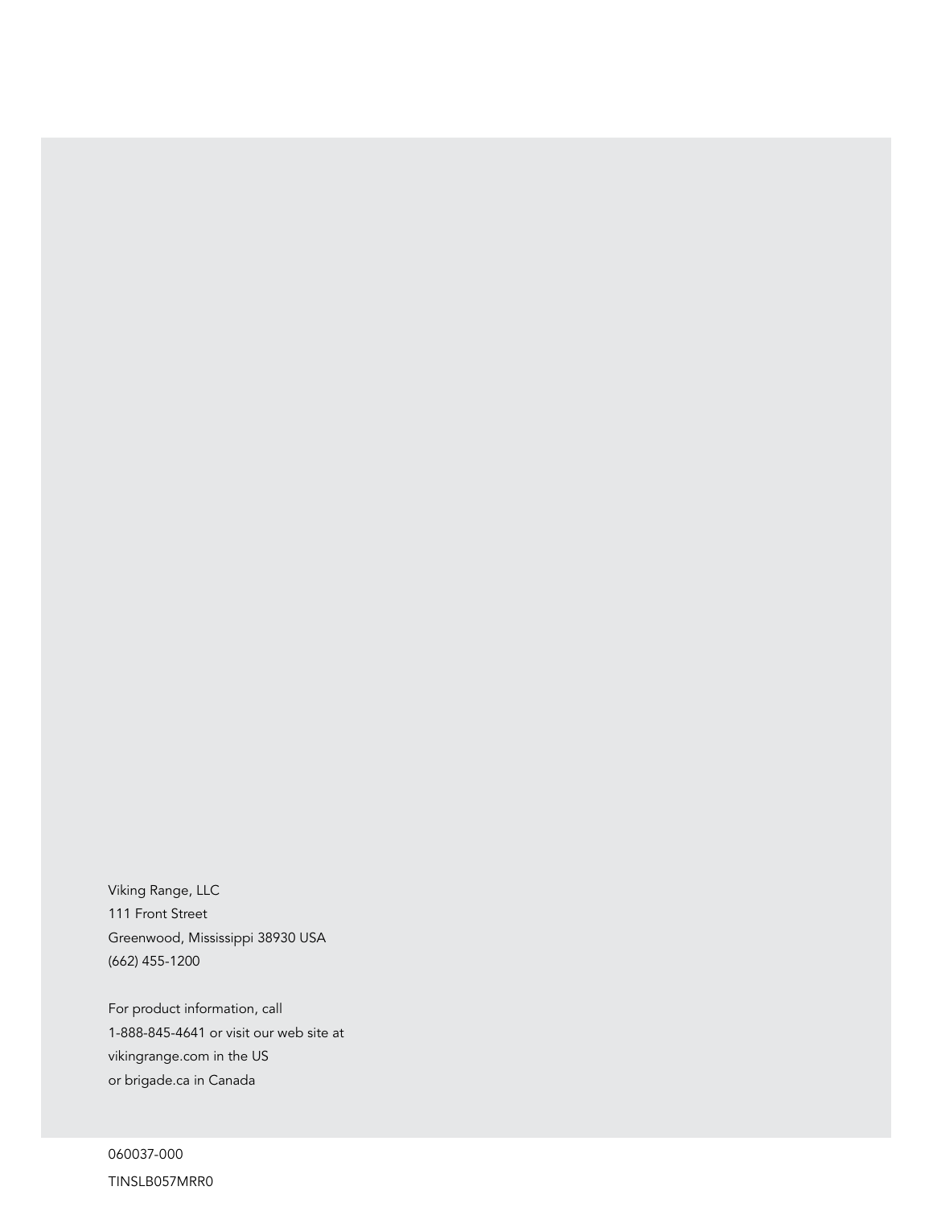Viking Range, LLC
111 Front Street
Greenwood, Mississippi 38930 USA
(662) 455-1200

For product information, call
1-888-845-4641 or visit our web site at
vikingrange.com in the US
or brigade.ca in Canada

060037-000
TINSLB057MRR0